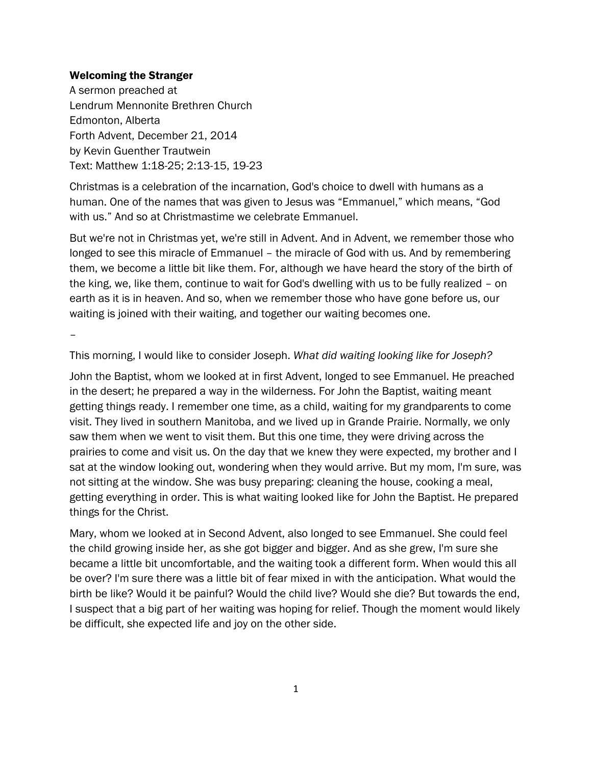# Welcoming the Stranger

A sermon preached at
Lendrum Mennonite Brethren Church
Edmonton, Alberta
Forth Advent, December 21, 2014
by Kevin Guenther Trautwein
Text: Matthew 1:18-25; 2:13-15, 19-23

Christmas is a celebration of the incarnation, God's choice to dwell with humans as a human. One of the names that was given to Jesus was "Emmanuel," which means, "God with us." And so at Christmastime we celebrate Emmanuel.

But we're not in Christmas yet, we're still in Advent. And in Advent, we remember those who longed to see this miracle of Emmanuel – the miracle of God with us. And by remembering them, we become a little bit like them. For, although we have heard the story of the birth of the king, we, like them, continue to wait for God's dwelling with us to be fully realized – on earth as it is in heaven. And so, when we remember those who have gone before us, our waiting is joined with their waiting, and together our waiting becomes one.

–

This morning, I would like to consider Joseph. *What did waiting looking like for Joseph?*

John the Baptist, whom we looked at in first Advent, longed to see Emmanuel. He preached in the desert; he prepared a way in the wilderness. For John the Baptist, waiting meant getting things ready. I remember one time, as a child, waiting for my grandparents to come visit. They lived in southern Manitoba, and we lived up in Grande Prairie. Normally, we only saw them when we went to visit them. But this one time, they were driving across the prairies to come and visit us. On the day that we knew they were expected, my brother and I sat at the window looking out, wondering when they would arrive. But my mom, I'm sure, was not sitting at the window. She was busy preparing: cleaning the house, cooking a meal, getting everything in order. This is what waiting looked like for John the Baptist. He prepared things for the Christ.

Mary, whom we looked at in Second Advent, also longed to see Emmanuel. She could feel the child growing inside her, as she got bigger and bigger. And as she grew, I'm sure she became a little bit uncomfortable, and the waiting took a different form. When would this all be over? I'm sure there was a little bit of fear mixed in with the anticipation. What would the birth be like? Would it be painful? Would the child live? Would she die? But towards the end, I suspect that a big part of her waiting was hoping for relief. Though the moment would likely be difficult, she expected life and joy on the other side.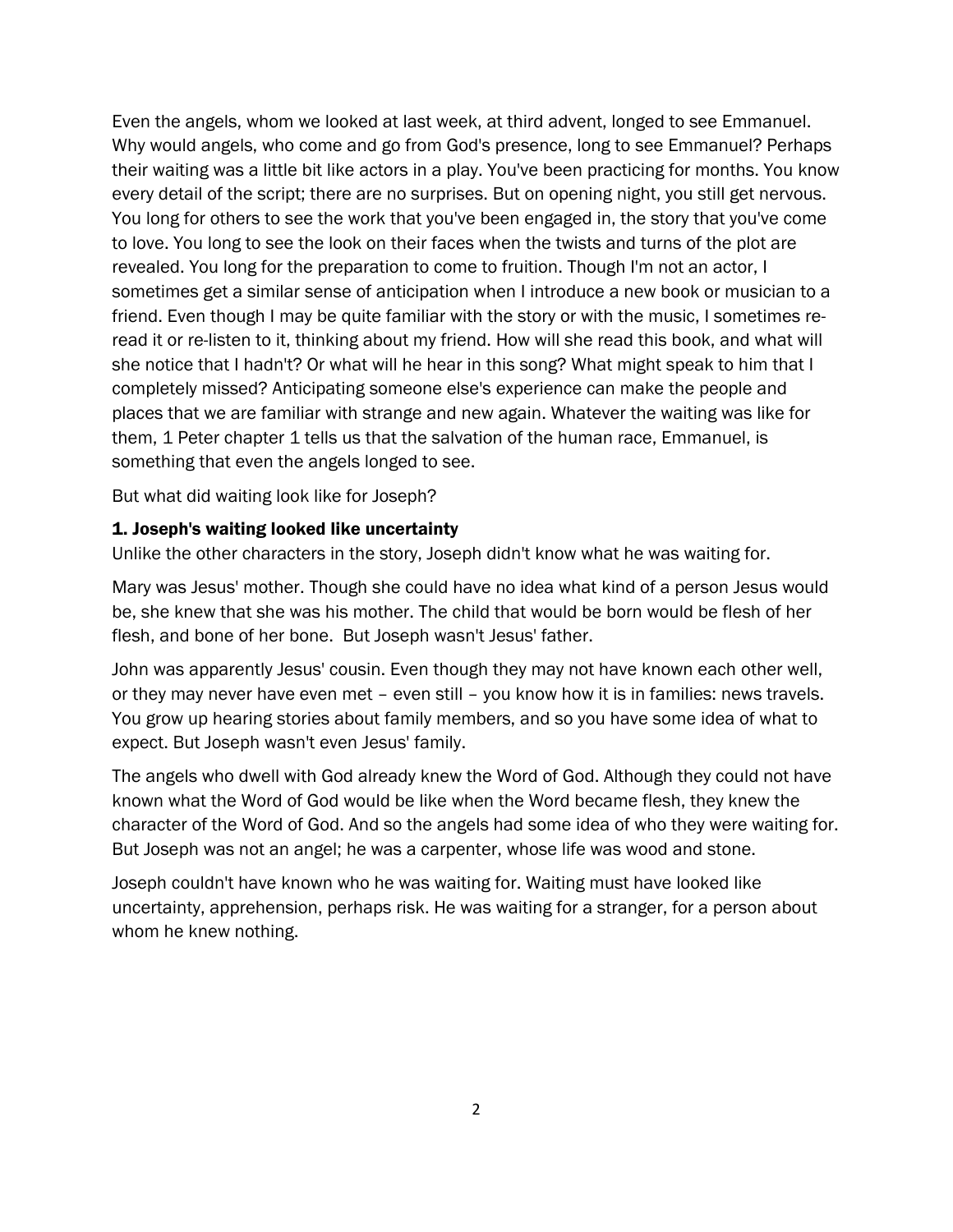Even the angels, whom we looked at last week, at third advent, longed to see Emmanuel. Why would angels, who come and go from God's presence, long to see Emmanuel? Perhaps their waiting was a little bit like actors in a play. You've been practicing for months. You know every detail of the script; there are no surprises. But on opening night, you still get nervous. You long for others to see the work that you've been engaged in, the story that you've come to love. You long to see the look on their faces when the twists and turns of the plot are revealed. You long for the preparation to come to fruition. Though I'm not an actor, I sometimes get a similar sense of anticipation when I introduce a new book or musician to a friend. Even though I may be quite familiar with the story or with the music, I sometimes re-read it or re-listen to it, thinking about my friend. How will she read this book, and what will she notice that I hadn't? Or what will he hear in this song? What might speak to him that I completely missed? Anticipating someone else's experience can make the people and places that we are familiar with strange and new again. Whatever the waiting was like for them, 1 Peter chapter 1 tells us that the salvation of the human race, Emmanuel, is something that even the angels longed to see.

But what did waiting look like for Joseph?

### 1. Joseph's waiting looked like uncertainty

Unlike the other characters in the story, Joseph didn't know what he was waiting for.

Mary was Jesus' mother. Though she could have no idea what kind of a person Jesus would be, she knew that she was his mother. The child that would be born would be flesh of her flesh, and bone of her bone. But Joseph wasn't Jesus' father.

John was apparently Jesus' cousin. Even though they may not have known each other well, or they may never have even met – even still – you know how it is in families: news travels. You grow up hearing stories about family members, and so you have some idea of what to expect. But Joseph wasn't even Jesus' family.

The angels who dwell with God already knew the Word of God. Although they could not have known what the Word of God would be like when the Word became flesh, they knew the character of the Word of God. And so the angels had some idea of who they were waiting for. But Joseph was not an angel; he was a carpenter, whose life was wood and stone.

Joseph couldn't have known who he was waiting for. Waiting must have looked like uncertainty, apprehension, perhaps risk. He was waiting for a stranger, for a person about whom he knew nothing.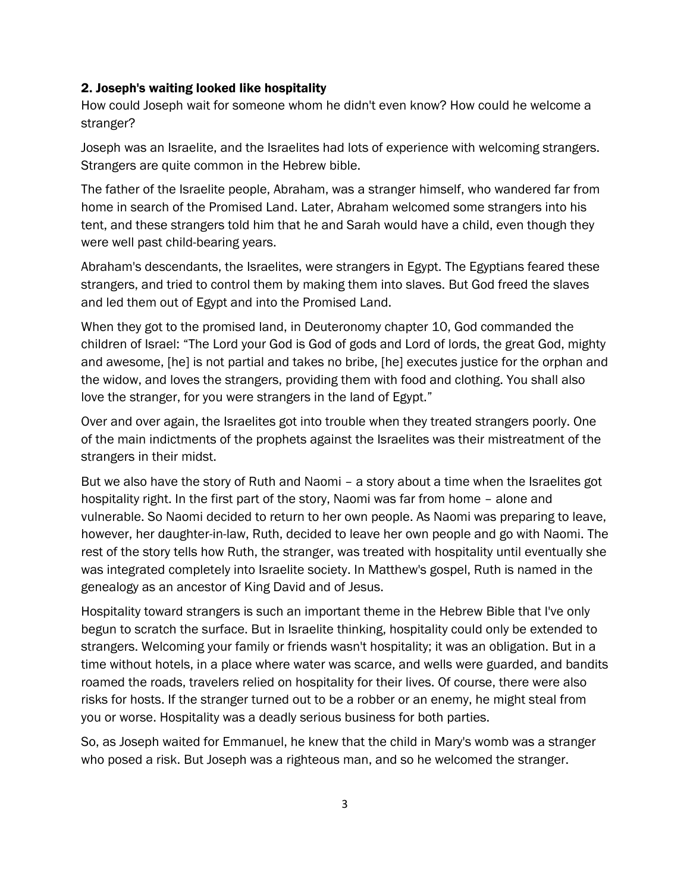### 2. Joseph's waiting looked like hospitality

How could Joseph wait for someone whom he didn't even know? How could he welcome a stranger?

Joseph was an Israelite, and the Israelites had lots of experience with welcoming strangers. Strangers are quite common in the Hebrew bible.

The father of the Israelite people, Abraham, was a stranger himself, who wandered far from home in search of the Promised Land. Later, Abraham welcomed some strangers into his tent, and these strangers told him that he and Sarah would have a child, even though they were well past child-bearing years.

Abraham's descendants, the Israelites, were strangers in Egypt. The Egyptians feared these strangers, and tried to control them by making them into slaves. But God freed the slaves and led them out of Egypt and into the Promised Land.

When they got to the promised land, in Deuteronomy chapter 10, God commanded the children of Israel: "The Lord your God is God of gods and Lord of lords, the great God, mighty and awesome, [he] is not partial and takes no bribe, [he] executes justice for the orphan and the widow, and loves the strangers, providing them with food and clothing. You shall also love the stranger, for you were strangers in the land of Egypt."

Over and over again, the Israelites got into trouble when they treated strangers poorly. One of the main indictments of the prophets against the Israelites was their mistreatment of the strangers in their midst.

But we also have the story of Ruth and Naomi – a story about a time when the Israelites got hospitality right. In the first part of the story, Naomi was far from home – alone and vulnerable. So Naomi decided to return to her own people. As Naomi was preparing to leave, however, her daughter-in-law, Ruth, decided to leave her own people and go with Naomi. The rest of the story tells how Ruth, the stranger, was treated with hospitality until eventually she was integrated completely into Israelite society. In Matthew's gospel, Ruth is named in the genealogy as an ancestor of King David and of Jesus.

Hospitality toward strangers is such an important theme in the Hebrew Bible that I've only begun to scratch the surface. But in Israelite thinking, hospitality could only be extended to strangers. Welcoming your family or friends wasn't hospitality; it was an obligation. But in a time without hotels, in a place where water was scarce, and wells were guarded, and bandits roamed the roads, travelers relied on hospitality for their lives. Of course, there were also risks for hosts. If the stranger turned out to be a robber or an enemy, he might steal from you or worse. Hospitality was a deadly serious business for both parties.

So, as Joseph waited for Emmanuel, he knew that the child in Mary's womb was a stranger who posed a risk. But Joseph was a righteous man, and so he welcomed the stranger.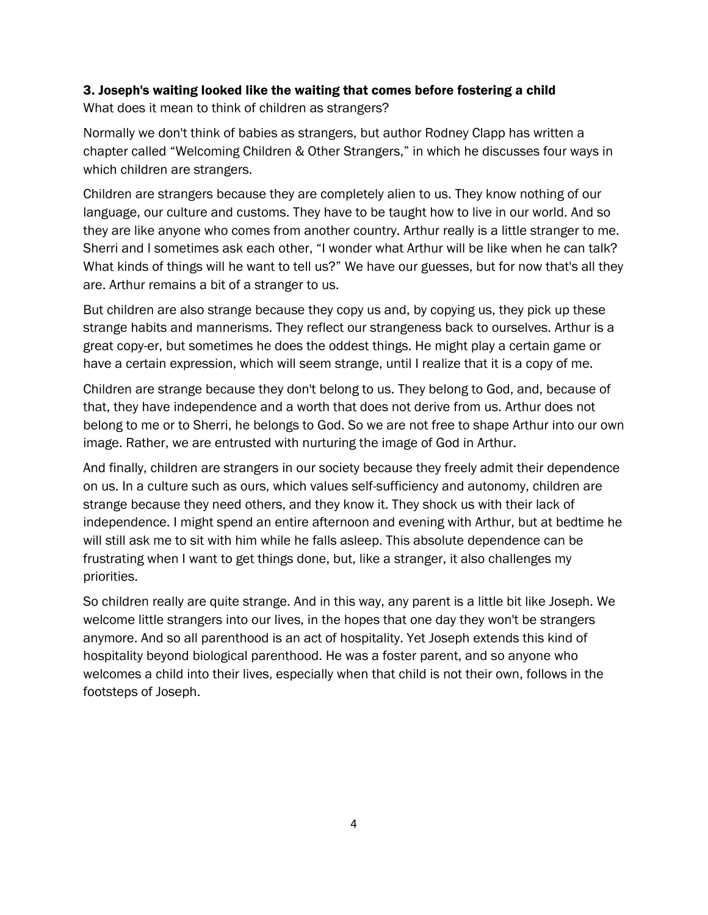### 3. Joseph's waiting looked like the waiting that comes before fostering a child

What does it mean to think of children as strangers?

Normally we don't think of babies as strangers, but author Rodney Clapp has written a chapter called "Welcoming Children & Other Strangers," in which he discusses four ways in which children are strangers.

Children are strangers because they are completely alien to us. They know nothing of our language, our culture and customs. They have to be taught how to live in our world. And so they are like anyone who comes from another country. Arthur really is a little stranger to me. Sherri and I sometimes ask each other, "I wonder what Arthur will be like when he can talk? What kinds of things will he want to tell us?" We have our guesses, but for now that's all they are. Arthur remains a bit of a stranger to us.

But children are also strange because they copy us and, by copying us, they pick up these strange habits and mannerisms. They reflect our strangeness back to ourselves. Arthur is a great copy-er, but sometimes he does the oddest things. He might play a certain game or have a certain expression, which will seem strange, until I realize that it is a copy of me.

Children are strange because they don't belong to us. They belong to God, and, because of that, they have independence and a worth that does not derive from us. Arthur does not belong to me or to Sherri, he belongs to God. So we are not free to shape Arthur into our own image. Rather, we are entrusted with nurturing the image of God in Arthur.

And finally, children are strangers in our society because they freely admit their dependence on us. In a culture such as ours, which values self-sufficiency and autonomy, children are strange because they need others, and they know it. They shock us with their lack of independence. I might spend an entire afternoon and evening with Arthur, but at bedtime he will still ask me to sit with him while he falls asleep. This absolute dependence can be frustrating when I want to get things done, but, like a stranger, it also challenges my priorities.

So children really are quite strange. And in this way, any parent is a little bit like Joseph. We welcome little strangers into our lives, in the hopes that one day they won't be strangers anymore. And so all parenthood is an act of hospitality. Yet Joseph extends this kind of hospitality beyond biological parenthood. He was a foster parent, and so anyone who welcomes a child into their lives, especially when that child is not their own, follows in the footsteps of Joseph.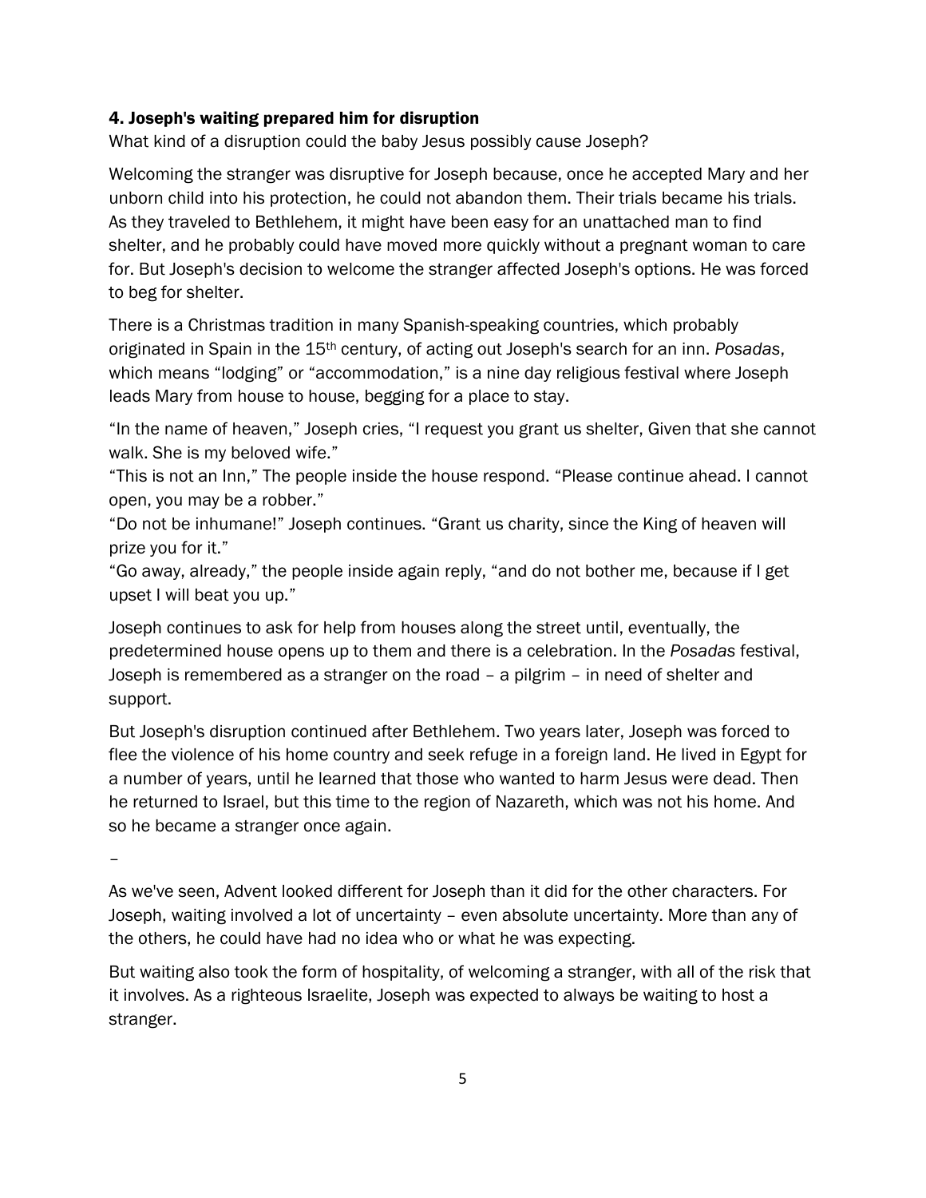### 4. Joseph's waiting prepared him for disruption

What kind of a disruption could the baby Jesus possibly cause Joseph?

Welcoming the stranger was disruptive for Joseph because, once he accepted Mary and her unborn child into his protection, he could not abandon them. Their trials became his trials. As they traveled to Bethlehem, it might have been easy for an unattached man to find shelter, and he probably could have moved more quickly without a pregnant woman to care for. But Joseph's decision to welcome the stranger affected Joseph's options. He was forced to beg for shelter.

There is a Christmas tradition in many Spanish-speaking countries, which probably originated in Spain in the 15th century, of acting out Joseph's search for an inn. *Posadas*, which means "lodging" or "accommodation," is a nine day religious festival where Joseph leads Mary from house to house, begging for a place to stay.

"In the name of heaven," Joseph cries, "I request you grant us shelter, Given that she cannot walk. She is my beloved wife."
"This is not an Inn," The people inside the house respond. "Please continue ahead. I cannot open, you may be a robber."
"Do not be inhumane!" Joseph continues. "Grant us charity, since the King of heaven will prize you for it."
"Go away, already," the people inside again reply, "and do not bother me, because if I get upset I will beat you up."

Joseph continues to ask for help from houses along the street until, eventually, the predetermined house opens up to them and there is a celebration. In the *Posadas* festival, Joseph is remembered as a stranger on the road – a pilgrim – in need of shelter and support.

But Joseph's disruption continued after Bethlehem. Two years later, Joseph was forced to flee the violence of his home country and seek refuge in a foreign land. He lived in Egypt for a number of years, until he learned that those who wanted to harm Jesus were dead. Then he returned to Israel, but this time to the region of Nazareth, which was not his home. And so he became a stranger once again.

–

As we've seen, Advent looked different for Joseph than it did for the other characters. For Joseph, waiting involved a lot of uncertainty – even absolute uncertainty. More than any of the others, he could have had no idea who or what he was expecting.

But waiting also took the form of hospitality, of welcoming a stranger, with all of the risk that it involves. As a righteous Israelite, Joseph was expected to always be waiting to host a stranger.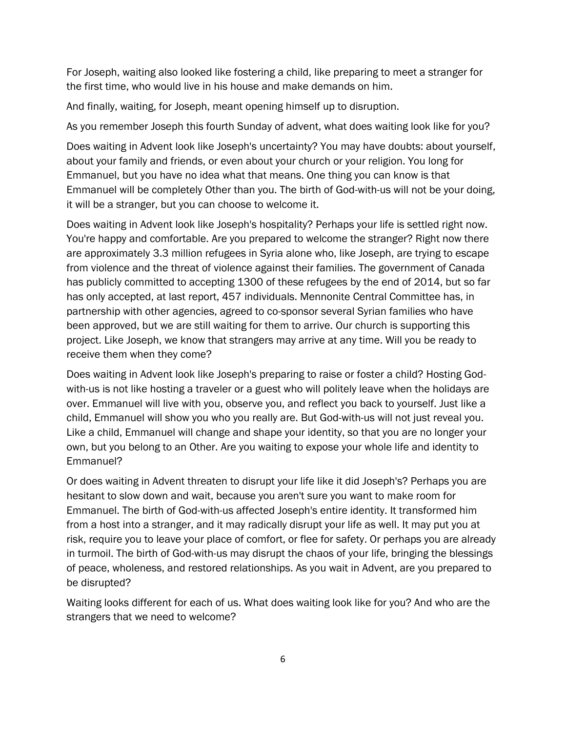For Joseph, waiting also looked like fostering a child, like preparing to meet a stranger for the first time, who would live in his house and make demands on him.

And finally, waiting, for Joseph, meant opening himself up to disruption.

As you remember Joseph this fourth Sunday of advent, what does waiting look like for you?

Does waiting in Advent look like Joseph's uncertainty? You may have doubts: about yourself, about your family and friends, or even about your church or your religion. You long for Emmanuel, but you have no idea what that means. One thing you can know is that Emmanuel will be completely Other than you. The birth of God-with-us will not be your doing, it will be a stranger, but you can choose to welcome it.

Does waiting in Advent look like Joseph's hospitality? Perhaps your life is settled right now. You're happy and comfortable. Are you prepared to welcome the stranger? Right now there are approximately 3.3 million refugees in Syria alone who, like Joseph, are trying to escape from violence and the threat of violence against their families. The government of Canada has publicly committed to accepting 1300 of these refugees by the end of 2014, but so far has only accepted, at last report, 457 individuals. Mennonite Central Committee has, in partnership with other agencies, agreed to co-sponsor several Syrian families who have been approved, but we are still waiting for them to arrive. Our church is supporting this project. Like Joseph, we know that strangers may arrive at any time. Will you be ready to receive them when they come?

Does waiting in Advent look like Joseph's preparing to raise or foster a child? Hosting God-with-us is not like hosting a traveler or a guest who will politely leave when the holidays are over. Emmanuel will live with you, observe you, and reflect you back to yourself. Just like a child, Emmanuel will show you who you really are. But God-with-us will not just reveal you. Like a child, Emmanuel will change and shape your identity, so that you are no longer your own, but you belong to an Other. Are you waiting to expose your whole life and identity to Emmanuel?

Or does waiting in Advent threaten to disrupt your life like it did Joseph's? Perhaps you are hesitant to slow down and wait, because you aren't sure you want to make room for Emmanuel. The birth of God-with-us affected Joseph's entire identity. It transformed him from a host into a stranger, and it may radically disrupt your life as well. It may put you at risk, require you to leave your place of comfort, or flee for safety. Or perhaps you are already in turmoil. The birth of God-with-us may disrupt the chaos of your life, bringing the blessings of peace, wholeness, and restored relationships. As you wait in Advent, are you prepared to be disrupted?

Waiting looks different for each of us. What does waiting look like for you? And who are the strangers that we need to welcome?